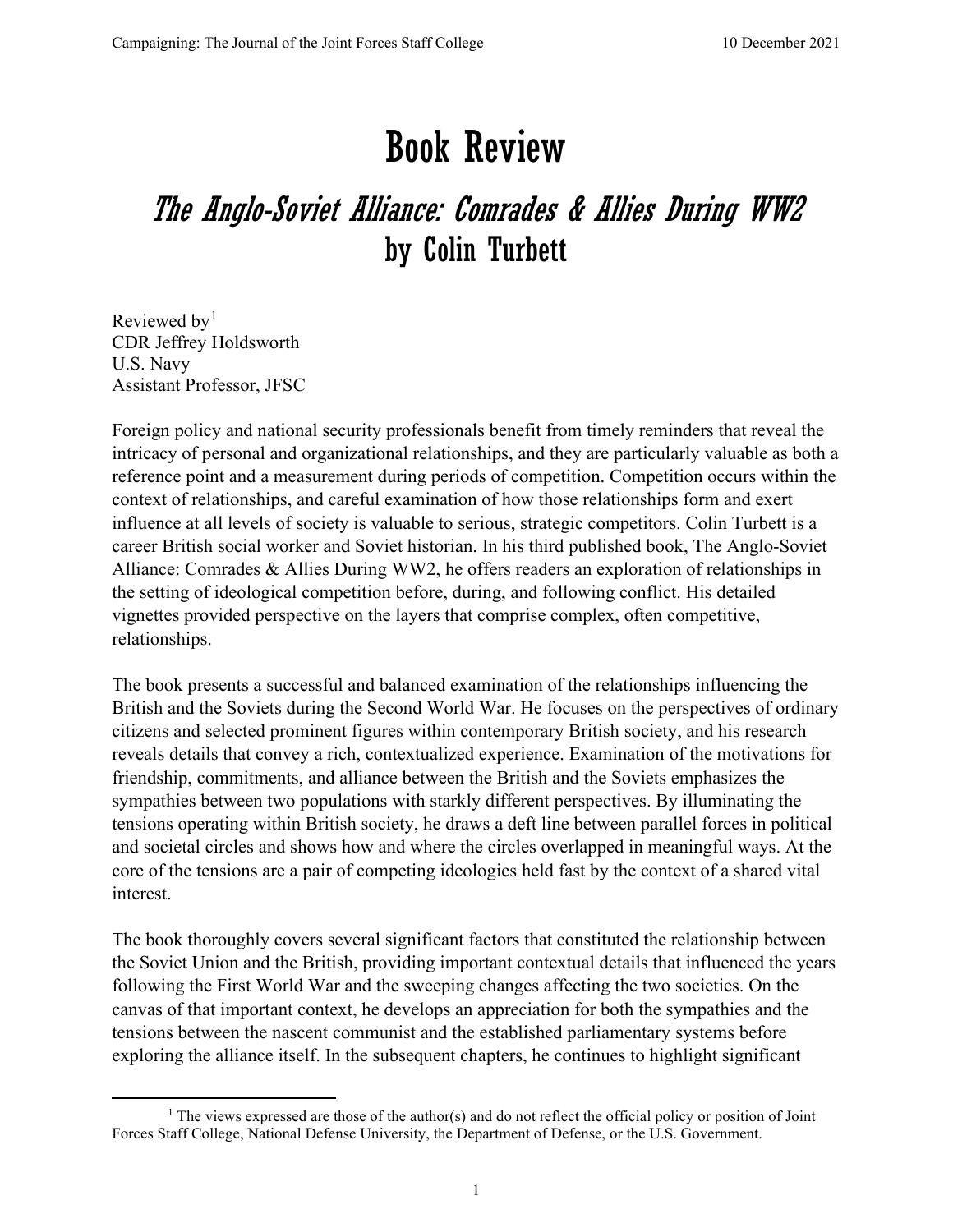# Book Review

## *The Anglo-Soviet Alliance: Comrades & Allies During WW2* by Colin Turbett

Reviewed by[1]
CDR Jeffrey Holdsworth
U.S. Navy
Assistant Professor, JFSC

Foreign policy and national security professionals benefit from timely reminders that reveal the intricacy of personal and organizational relationships, and they are particularly valuable as both a reference point and a measurement during periods of competition. Competition occurs within the context of relationships, and careful examination of how those relationships form and exert influence at all levels of society is valuable to serious, strategic competitors. Colin Turbett is a career British social worker and Soviet historian. In his third published book, The Anglo-Soviet Alliance: Comrades & Allies During WW2, he offers readers an exploration of relationships in the setting of ideological competition before, during, and following conflict. His detailed vignettes provided perspective on the layers that comprise complex, often competitive, relationships.

The book presents a successful and balanced examination of the relationships influencing the British and the Soviets during the Second World War. He focuses on the perspectives of ordinary citizens and selected prominent figures within contemporary British society, and his research reveals details that convey a rich, contextualized experience. Examination of the motivations for friendship, commitments, and alliance between the British and the Soviets emphasizes the sympathies between two populations with starkly different perspectives. By illuminating the tensions operating within British society, he draws a deft line between parallel forces in political and societal circles and shows how and where the circles overlapped in meaningful ways. At the core of the tensions are a pair of competing ideologies held fast by the context of a shared vital interest.

The book thoroughly covers several significant factors that constituted the relationship between the Soviet Union and the British, providing important contextual details that influenced the years following the First World War and the sweeping changes affecting the two societies. On the canvas of that important context, he develops an appreciation for both the sympathies and the tensions between the nascent communist and the established parliamentary systems before exploring the alliance itself. In the subsequent chapters, he continues to highlight significant

[1] The views expressed are those of the author(s) and do not reflect the official policy or position of Joint Forces Staff College, National Defense University, the Department of Defense, or the U.S. Government.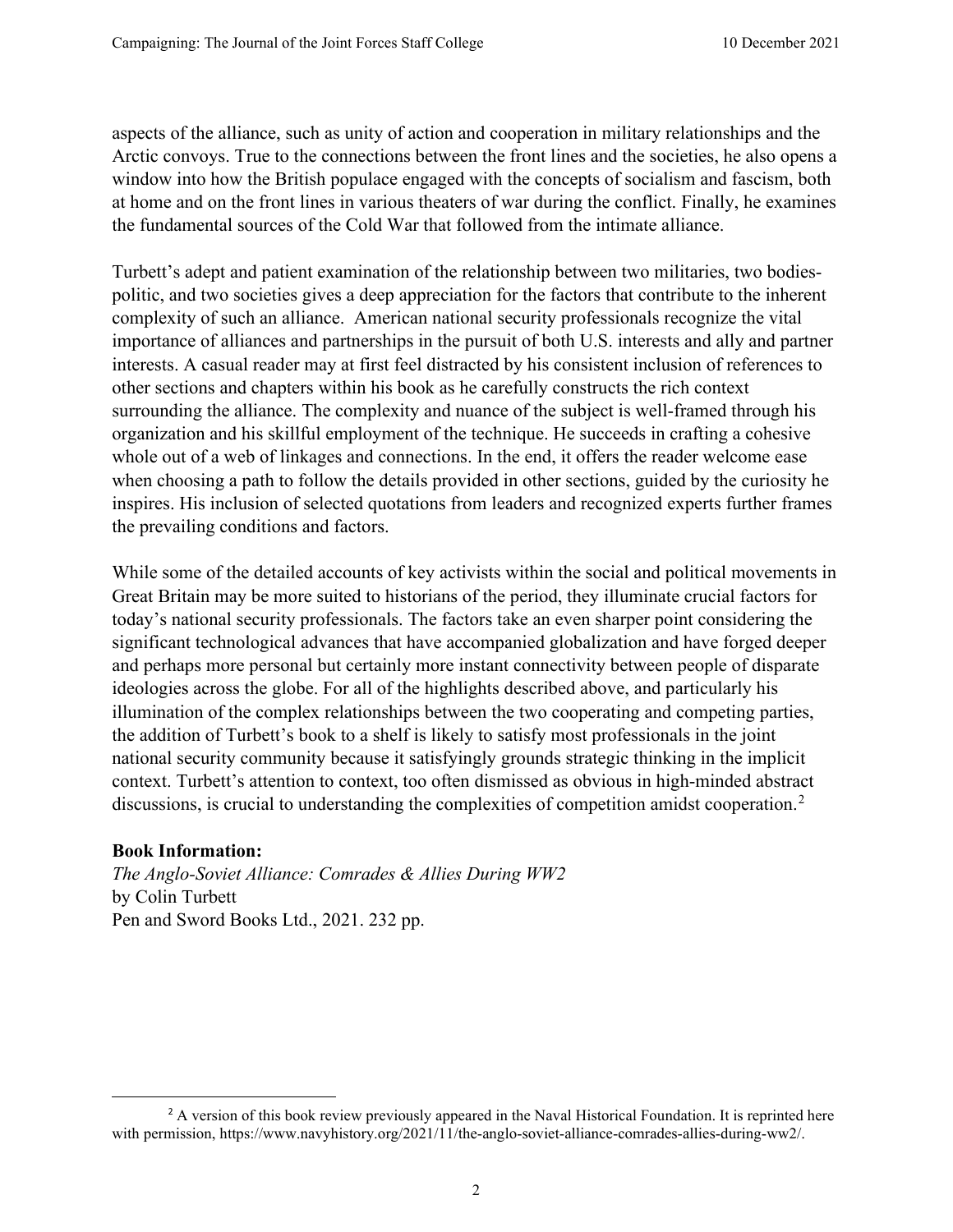aspects of the alliance, such as unity of action and cooperation in military relationships and the Arctic convoys. True to the connections between the front lines and the societies, he also opens a window into how the British populace engaged with the concepts of socialism and fascism, both at home and on the front lines in various theaters of war during the conflict. Finally, he examines the fundamental sources of the Cold War that followed from the intimate alliance.

Turbett's adept and patient examination of the relationship between two militaries, two bodies-politic, and two societies gives a deep appreciation for the factors that contribute to the inherent complexity of such an alliance. American national security professionals recognize the vital importance of alliances and partnerships in the pursuit of both U.S. interests and ally and partner interests. A casual reader may at first feel distracted by his consistent inclusion of references to other sections and chapters within his book as he carefully constructs the rich context surrounding the alliance. The complexity and nuance of the subject is well-framed through his organization and his skillful employment of the technique. He succeeds in crafting a cohesive whole out of a web of linkages and connections. In the end, it offers the reader welcome ease when choosing a path to follow the details provided in other sections, guided by the curiosity he inspires. His inclusion of selected quotations from leaders and recognized experts further frames the prevailing conditions and factors.

While some of the detailed accounts of key activists within the social and political movements in Great Britain may be more suited to historians of the period, they illuminate crucial factors for today's national security professionals. The factors take an even sharper point considering the significant technological advances that have accompanied globalization and have forged deeper and perhaps more personal but certainly more instant connectivity between people of disparate ideologies across the globe. For all of the highlights described above, and particularly his illumination of the complex relationships between the two cooperating and competing parties, the addition of Turbett's book to a shelf is likely to satisfy most professionals in the joint national security community because it satisfyingly grounds strategic thinking in the implicit context. Turbett's attention to context, too often dismissed as obvious in high-minded abstract discussions, is crucial to understanding the complexities of competition amidst cooperation.[2]

**Book Information:**
*The Anglo-Soviet Alliance: Comrades & Allies During WW2*
by Colin Turbett
Pen and Sword Books Ltd., 2021. 232 pp.

---

[2] A version of this book review previously appeared in the Naval Historical Foundation. It is reprinted here with permission, https://www.navyhistory.org/2021/11/the-anglo-soviet-alliance-comrades-allies-during-ww2/.